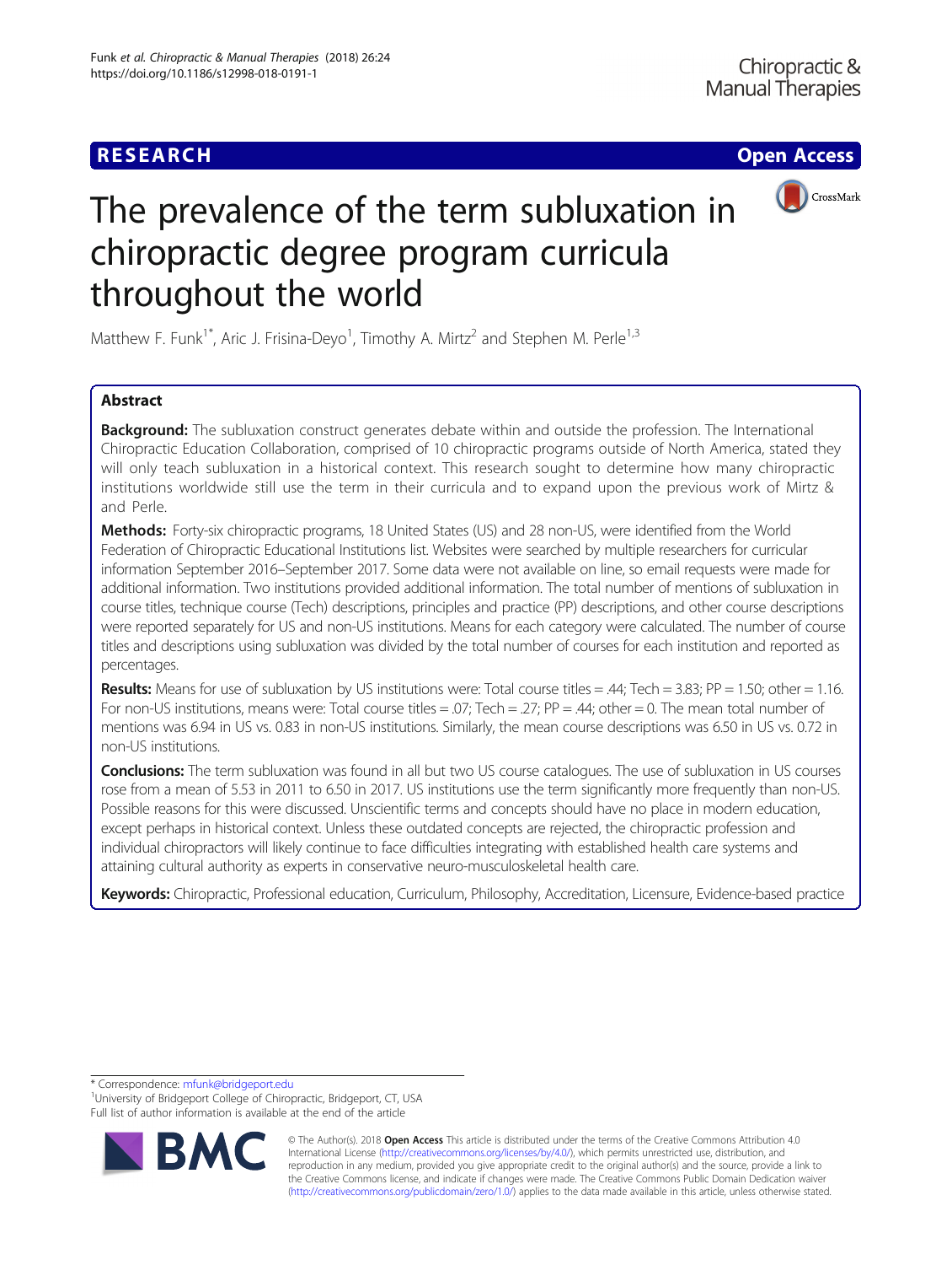RESEARCH

Open Access

# The prevalence of the term subluxation in chiropractic degree program curricula throughout the world

Matthew F. Funk[1*], Aric J. Frisina-Deyo[1], Timothy A. Mirtz[2] and Stephen M. Perle[1,3]

## Abstract

**Background:** The subluxation construct generates debate within and outside the profession. The International Chiropractic Education Collaboration, comprised of 10 chiropractic programs outside of North America, stated they will only teach subluxation in a historical context. This research sought to determine how many chiropractic institutions worldwide still use the term in their curricula and to expand upon the previous work of Mirtz & and Perle.

**Methods:** Forty-six chiropractic programs, 18 United States (US) and 28 non-US, were identified from the World Federation of Chiropractic Educational Institutions list. Websites were searched by multiple researchers for curricular information September 2016–September 2017. Some data were not available on line, so email requests were made for additional information. Two institutions provided additional information. The total number of mentions of subluxation in course titles, technique course (Tech) descriptions, principles and practice (PP) descriptions, and other course descriptions were reported separately for US and non-US institutions. Means for each category were calculated. The number of course titles and descriptions using subluxation was divided by the total number of courses for each institution and reported as percentages.

**Results:** Means for use of subluxation by US institutions were: Total course titles = .44; Tech = 3.83; PP = 1.50; other = 1.16. For non-US institutions, means were: Total course titles = .07; Tech = .27; PP = .44; other = 0. The mean total number of mentions was 6.94 in US vs. 0.83 in non-US institutions. Similarly, the mean course descriptions was 6.50 in US vs. 0.72 in non-US institutions.

**Conclusions:** The term subluxation was found in all but two US course catalogues. The use of subluxation in US courses rose from a mean of 5.53 in 2011 to 6.50 in 2017. US institutions use the term significantly more frequently than non-US. Possible reasons for this were discussed. Unscientific terms and concepts should have no place in modern education, except perhaps in historical context. Unless these outdated concepts are rejected, the chiropractic profession and individual chiropractors will likely continue to face difficulties integrating with established health care systems and attaining cultural authority as experts in conservative neuro-musculoskeletal health care.

**Keywords:** Chiropractic, Professional education, Curriculum, Philosophy, Accreditation, Licensure, Evidence-based practice

\* Correspondence: mfunk@bridgeport.edu
[1]University of Bridgeport College of Chiropractic, Bridgeport, CT, USA
Full list of author information is available at the end of the article

© The Author(s). 2018 **Open Access** This article is distributed under the terms of the Creative Commons Attribution 4.0 International License (http://creativecommons.org/licenses/by/4.0/), which permits unrestricted use, distribution, and reproduction in any medium, provided you give appropriate credit to the original author(s) and the source, provide a link to the Creative Commons license, and indicate if changes were made. The Creative Commons Public Domain Dedication waiver (http://creativecommons.org/publicdomain/zero/1.0/) applies to the data made available in this article, unless otherwise stated.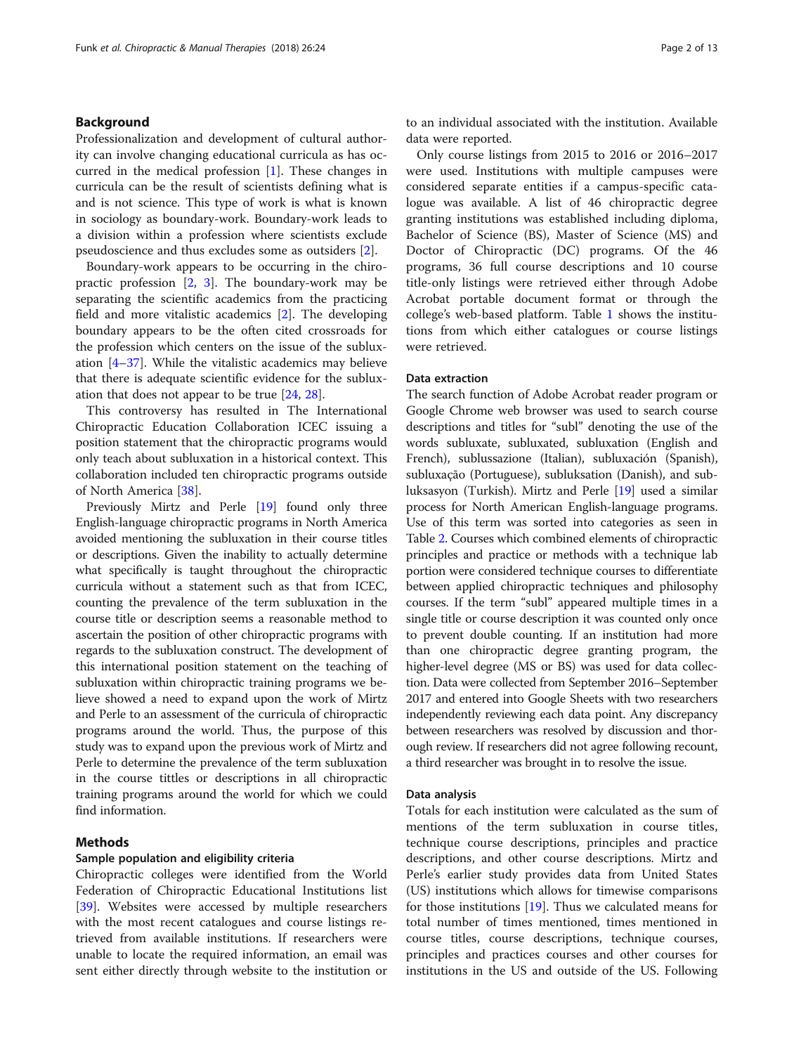## Background

Professionalization and development of cultural authority can involve changing educational curricula as has occurred in the medical profession [1]. These changes in curricula can be the result of scientists defining what is and is not science. This type of work is what is known in sociology as boundary-work. Boundary-work leads to a division within a profession where scientists exclude pseudoscience and thus excludes some as outsiders [2].

Boundary-work appears to be occurring in the chiropractic profession [2, 3]. The boundary-work may be separating the scientific academics from the practicing field and more vitalistic academics [2]. The developing boundary appears to be the often cited crossroads for the profession which centers on the issue of the subluxation [4–37]. While the vitalistic academics may believe that there is adequate scientific evidence for the subluxation that does not appear to be true [24, 28].

This controversy has resulted in The International Chiropractic Education Collaboration ICEC issuing a position statement that the chiropractic programs would only teach about subluxation in a historical context. This collaboration included ten chiropractic programs outside of North America [38].

Previously Mirtz and Perle [19] found only three English-language chiropractic programs in North America avoided mentioning the subluxation in their course titles or descriptions. Given the inability to actually determine what specifically is taught throughout the chiropractic curricula without a statement such as that from ICEC, counting the prevalence of the term subluxation in the course title or description seems a reasonable method to ascertain the position of other chiropractic programs with regards to the subluxation construct. The development of this international position statement on the teaching of subluxation within chiropractic training programs we believe showed a need to expand upon the work of Mirtz and Perle to an assessment of the curricula of chiropractic programs around the world. Thus, the purpose of this study was to expand upon the previous work of Mirtz and Perle to determine the prevalence of the term subluxation in the course tittles or descriptions in all chiropractic training programs around the world for which we could find information.

## Methods

### Sample population and eligibility criteria

Chiropractic colleges were identified from the World Federation of Chiropractic Educational Institutions list [39]. Websites were accessed by multiple researchers with the most recent catalogues and course listings retrieved from available institutions. If researchers were unable to locate the required information, an email was sent either directly through website to the institution or to an individual associated with the institution. Available data were reported.

Only course listings from 2015 to 2016 or 2016–2017 were used. Institutions with multiple campuses were considered separate entities if a campus-specific catalogue was available. A list of 46 chiropractic degree granting institutions was established including diploma, Bachelor of Science (BS), Master of Science (MS) and Doctor of Chiropractic (DC) programs. Of the 46 programs, 36 full course descriptions and 10 course title-only listings were retrieved either through Adobe Acrobat portable document format or through the college's web-based platform. Table 1 shows the institutions from which either catalogues or course listings were retrieved.

### Data extraction

The search function of Adobe Acrobat reader program or Google Chrome web browser was used to search course descriptions and titles for "subl" denoting the use of the words subluxate, subluxated, subluxation (English and French), sublussazione (Italian), subluxación (Spanish), subluxação (Portuguese), subluksation (Danish), and subluksasyon (Turkish). Mirtz and Perle [19] used a similar process for North American English-language programs. Use of this term was sorted into categories as seen in Table 2. Courses which combined elements of chiropractic principles and practice or methods with a technique lab portion were considered technique courses to differentiate between applied chiropractic techniques and philosophy courses. If the term "subl" appeared multiple times in a single title or course description it was counted only once to prevent double counting. If an institution had more than one chiropractic degree granting program, the higher-level degree (MS or BS) was used for data collection. Data were collected from September 2016–September 2017 and entered into Google Sheets with two researchers independently reviewing each data point. Any discrepancy between researchers was resolved by discussion and thorough review. If researchers did not agree following recount, a third researcher was brought in to resolve the issue.

### Data analysis

Totals for each institution were calculated as the sum of mentions of the term subluxation in course titles, technique course descriptions, principles and practice descriptions, and other course descriptions. Mirtz and Perle's earlier study provides data from United States (US) institutions which allows for timewise comparisons for those institutions [19]. Thus we calculated means for total number of times mentioned, times mentioned in course titles, course descriptions, technique courses, principles and practices courses and other courses for institutions in the US and outside of the US. Following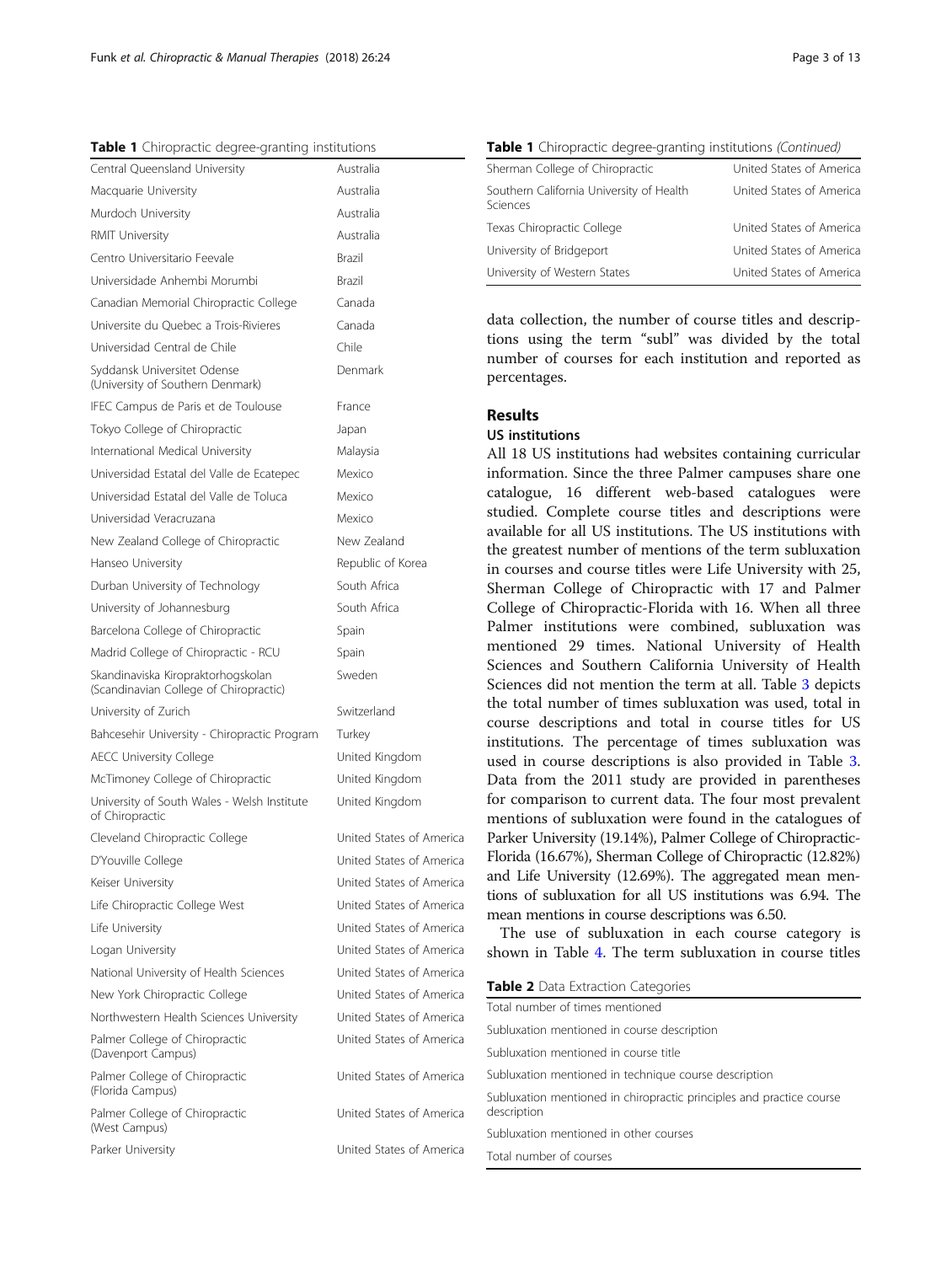**Table 1** Chiropractic degree-granting institutions

| Institution | Country |
| --- | --- |
| Central Queensland University | Australia |
| Macquarie University | Australia |
| Murdoch University | Australia |
| RMIT University | Australia |
| Centro Universitario Feevale | Brazil |
| Universidade Anhembi Morumbi | Brazil |
| Canadian Memorial Chiropractic College | Canada |
| Universite du Quebec a Trois-Rivieres | Canada |
| Universidad Central de Chile | Chile |
| Syddansk Universitet Odense (University of Southern Denmark) | Denmark |
| IFEC Campus de Paris et de Toulouse | France |
| Tokyo College of Chiropractic | Japan |
| International Medical University | Malaysia |
| Universidad Estatal del Valle de Ecatepec | Mexico |
| Universidad Estatal del Valle de Toluca | Mexico |
| Universidad Veracruzana | Mexico |
| New Zealand College of Chiropractic | New Zealand |
| Hanseo University | Republic of Korea |
| Durban University of Technology | South Africa |
| University of Johannesburg | South Africa |
| Barcelona College of Chiropractic | Spain |
| Madrid College of Chiropractic - RCU | Spain |
| Skandinaviska Kiropraktorhogskolan (Scandinavian College of Chiropractic) | Sweden |
| University of Zurich | Switzerland |
| Bahcesehir University - Chiropractic Program | Turkey |
| AECC University College | United Kingdom |
| McTimoney College of Chiropractic | United Kingdom |
| University of South Wales - Welsh Institute of Chiropractic | United Kingdom |
| Cleveland Chiropractic College | United States of America |
| D'Youville College | United States of America |
| Keiser University | United States of America |
| Life Chiropractic College West | United States of America |
| Life University | United States of America |
| Logan University | United States of America |
| National University of Health Sciences | United States of America |
| New York Chiropractic College | United States of America |
| Northwestern Health Sciences University | United States of America |
| Palmer College of Chiropractic (Davenport Campus) | United States of America |
| Palmer College of Chiropractic (Florida Campus) | United States of America |
| Palmer College of Chiropractic (West Campus) | United States of America |
| Parker University | United States of America |
| Sherman College of Chiropractic | United States of America |
| Southern California University of Health Sciences | United States of America |
| Texas Chiropractic College | United States of America |
| University of Bridgeport | United States of America |
| University of Western States | United States of America |

data collection, the number of course titles and descriptions using the term "subl" was divided by the total number of courses for each institution and reported as percentages.

## Results

### US institutions

All 18 US institutions had websites containing curricular information. Since the three Palmer campuses share one catalogue, 16 different web-based catalogues were studied. Complete course titles and descriptions were available for all US institutions. The US institutions with the greatest number of mentions of the term subluxation in courses and course titles were Life University with 25, Sherman College of Chiropractic with 17 and Palmer College of Chiropractic-Florida with 16. When all three Palmer institutions were combined, subluxation was mentioned 29 times. National University of Health Sciences and Southern California University of Health Sciences did not mention the term at all. Table 3 depicts the total number of times subluxation was used, total in course descriptions and total in course titles for US institutions. The percentage of times subluxation was used in course descriptions is also provided in Table 3. Data from the 2011 study are provided in parentheses for comparison to current data. The four most prevalent mentions of subluxation were found in the catalogues of Parker University (19.14%), Palmer College of Chiropractic-Florida (16.67%), Sherman College of Chiropractic (12.82%) and Life University (12.69%). The aggregated mean mentions of subluxation for all US institutions was 6.94. The mean mentions in course descriptions was 6.50.

The use of subluxation in each course category is shown in Table 4. The term subluxation in course titles

**Table 2** Data Extraction Categories

| |
| --- |
| Total number of times mentioned |
| Subluxation mentioned in course description |
| Subluxation mentioned in course title |
| Subluxation mentioned in technique course description |
| Subluxation mentioned in chiropractic principles and practice course description |
| Subluxation mentioned in other courses |
| Total number of courses |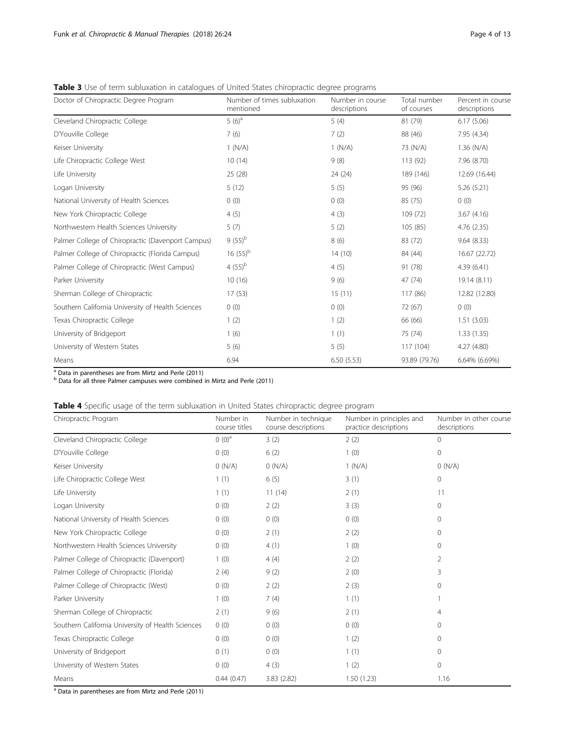**Table 3** Use of term subluxation in catalogues of United States chiropractic degree programs

| Doctor of Chiropractic Degree Program | Number of times subluxation mentioned | Number in course descriptions | Total number of courses | Percent in course descriptions |
|---|---|---|---|---|
| Cleveland Chiropractic College | 5 (6)[a] | 5 (4) | 81 (79) | 6.17 (5.06) |
| D'Youville College | 7 (6) | 7 (2) | 88 (46) | 7.95 (4.34) |
| Keiser University | 1 (N/A) | 1 (N/A) | 73 (N/A) | 1.36 (N/A) |
| Life Chiropractic College West | 10 (14) | 9 (8) | 113 (92) | 7.96 (8.70) |
| Life University | 25 (28) | 24 (24) | 189 (146) | 12.69 (16.44) |
| Logan University | 5 (12) | 5 (5) | 95 (96) | 5.26 (5.21) |
| National University of Health Sciences | 0 (0) | 0 (0) | 85 (75) | 0 (0) |
| New York Chiropractic College | 4 (5) | 4 (3) | 109 (72) | 3.67 (4.16) |
| Northwestern Health Sciences University | 5 (7) | 5 (2) | 105 (85) | 4.76 (2.35) |
| Palmer College of Chiropractic (Davenport Campus) | 9 (55)[b] | 8 (6) | 83 (72) | 9.64 (8.33) |
| Palmer College of Chiropractic (Florida Campus) | 16 (55)[b] | 14 (10) | 84 (44) | 16.67 (22.72) |
| Palmer College of Chiropractic (West Campus) | 4 (55)[b] | 4 (5) | 91 (78) | 4.39 (6.41) |
| Parker University | 10 (16) | 9 (6) | 47 (74) | 19.14 (8.11) |
| Sherman College of Chiropractic | 17 (53) | 15 (11) | 117 (86) | 12.82 (12.80) |
| Southern California University of Health Sciences | 0 (0) | 0 (0) | 72 (67) | 0 (0) |
| Texas Chiropractic College | 1 (2) | 1 (2) | 66 (66) | 1.51 (3.03) |
| University of Bridgeport | 1 (6) | 1 (1) | 75 (74) | 1.33 (1.35) |
| University of Western States | 5 (6) | 5 (5) | 117 (104) | 4.27 (4.80) |
| Means | 6.94 | 6.50 (5.53) | 93.89 (79.76) | 6.64% (6.69%) |

[a] Data in parentheses are from Mirtz and Perle (2011)
[b] Data for all three Palmer campuses were combined in Mirtz and Perle (2011)

**Table 4** Specific usage of the term subluxation in United States chiropractic degree program

| Chiropractic Program | Number in course titles | Number in technique course descriptions | Number in principles and practice descriptions | Number in other course descriptions |
|---|---|---|---|---|
| Cleveland Chiropractic College | 0 (0)[a] | 3 (2) | 2 (2) | 0 |
| D'Youville College | 0 (0) | 6 (2) | 1 (0) | 0 |
| Keiser University | 0 (N/A) | 0 (N/A) | 1 (N/A) | 0 (N/A) |
| Life Chiropractic College West | 1 (1) | 6 (5) | 3 (1) | 0 |
| Life University | 1 (1) | 11 (14) | 2 (1) | 11 |
| Logan University | 0 (0) | 2 (2) | 3 (3) | 0 |
| National University of Health Sciences | 0 (0) | 0 (0) | 0 (0) | 0 |
| New York Chiropractic College | 0 (0) | 2 (1) | 2 (2) | 0 |
| Northwestern Health Sciences University | 0 (0) | 4 (1) | 1 (0) | 0 |
| Palmer College of Chiropractic (Davenport) | 1 (0) | 4 (4) | 2 (2) | 2 |
| Palmer College of Chiropractic (Florida) | 2 (4) | 9 (2) | 2 (0) | 3 |
| Palmer College of Chiropractic (West) | 0 (0) | 2 (2) | 2 (3) | 0 |
| Parker University | 1 (0) | 7 (4) | 1 (1) | 1 |
| Sherman College of Chiropractic | 2 (1) | 9 (6) | 2 (1) | 4 |
| Southern California University of Health Sciences | 0 (0) | 0 (0) | 0 (0) | 0 |
| Texas Chiropractic College | 0 (0) | 0 (0) | 1 (2) | 0 |
| University of Bridgeport | 0 (1) | 0 (0) | 1 (1) | 0 |
| University of Western States | 0 (0) | 4 (3) | 1 (2) | 0 |
| Means | 0.44 (0.47) | 3.83 (2.82) | 1.50 (1.23) | 1.16 |

[a] Data in parentheses are from Mirtz and Perle (2011)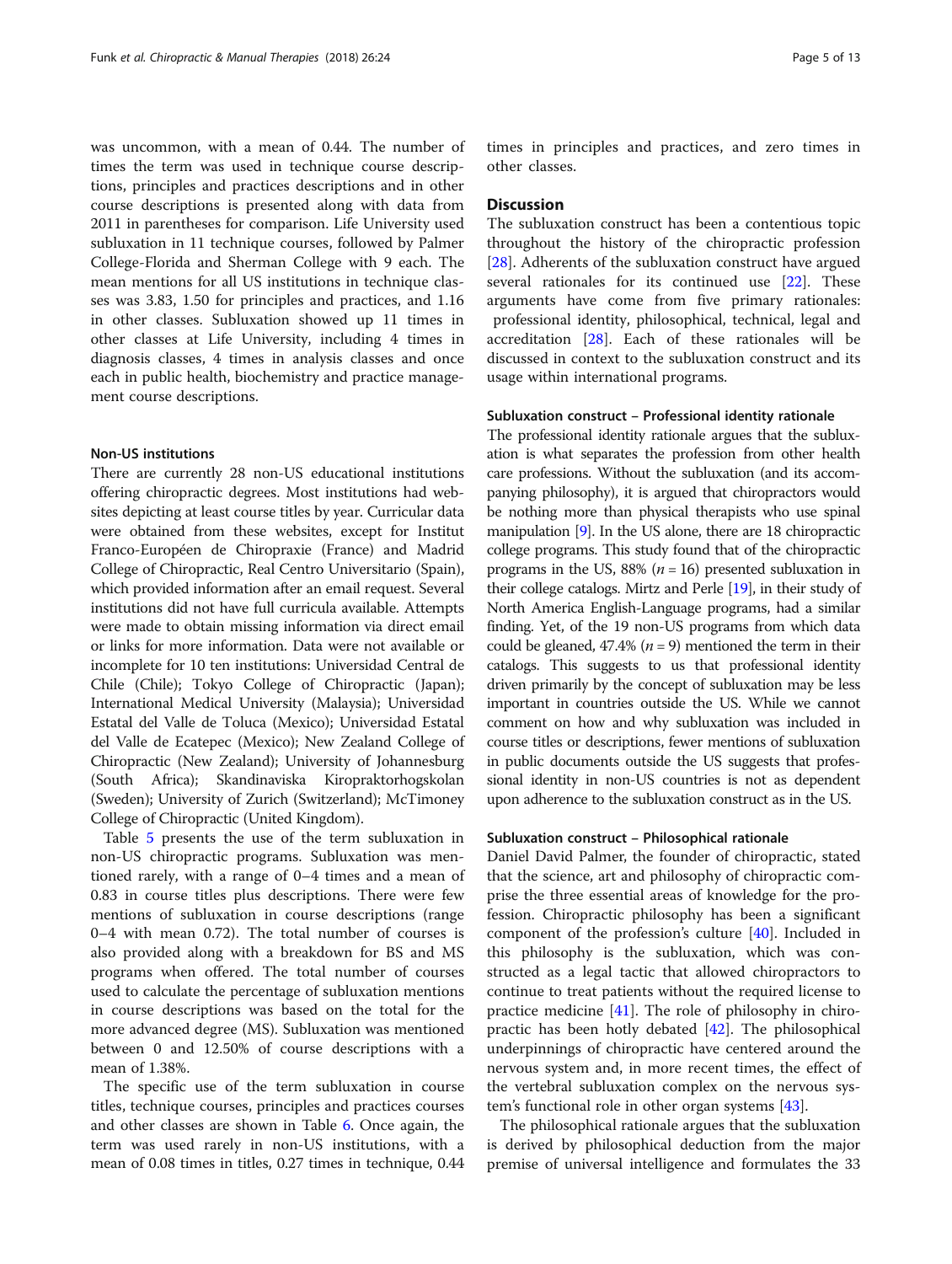was uncommon, with a mean of 0.44. The number of times the term was used in technique course descriptions, principles and practices descriptions and in other course descriptions is presented along with data from 2011 in parentheses for comparison. Life University used subluxation in 11 technique courses, followed by Palmer College-Florida and Sherman College with 9 each. The mean mentions for all US institutions in technique classes was 3.83, 1.50 for principles and practices, and 1.16 in other classes. Subluxation showed up 11 times in other classes at Life University, including 4 times in diagnosis classes, 4 times in analysis classes and once each in public health, biochemistry and practice management course descriptions.

### Non-US institutions

There are currently 28 non-US educational institutions offering chiropractic degrees. Most institutions had websites depicting at least course titles by year. Curricular data were obtained from these websites, except for Institut Franco-Européen de Chiropraxie (France) and Madrid College of Chiropractic, Real Centro Universitario (Spain), which provided information after an email request. Several institutions did not have full curricula available. Attempts were made to obtain missing information via direct email or links for more information. Data were not available or incomplete for 10 ten institutions: Universidad Central de Chile (Chile); Tokyo College of Chiropractic (Japan); International Medical University (Malaysia); Universidad Estatal del Valle de Toluca (Mexico); Universidad Estatal del Valle de Ecatepec (Mexico); New Zealand College of Chiropractic (New Zealand); University of Johannesburg (South Africa); Skandinaviska Kiropraktorhogskolan (Sweden); University of Zurich (Switzerland); McTimoney College of Chiropractic (United Kingdom).

Table 5 presents the use of the term subluxation in non-US chiropractic programs. Subluxation was mentioned rarely, with a range of 0–4 times and a mean of 0.83 in course titles plus descriptions. There were few mentions of subluxation in course descriptions (range 0–4 with mean 0.72). The total number of courses is also provided along with a breakdown for BS and MS programs when offered. The total number of courses used to calculate the percentage of subluxation mentions in course descriptions was based on the total for the more advanced degree (MS). Subluxation was mentioned between 0 and 12.50% of course descriptions with a mean of 1.38%.

The specific use of the term subluxation in course titles, technique courses, principles and practices courses and other classes are shown in Table 6. Once again, the term was used rarely in non-US institutions, with a mean of 0.08 times in titles, 0.27 times in technique, 0.44 times in principles and practices, and zero times in other classes.

## Discussion

The subluxation construct has been a contentious topic throughout the history of the chiropractic profession [28]. Adherents of the subluxation construct have argued several rationales for its continued use [22]. These arguments have come from five primary rationales: professional identity, philosophical, technical, legal and accreditation [28]. Each of these rationales will be discussed in context to the subluxation construct and its usage within international programs.

### Subluxation construct – Professional identity rationale

The professional identity rationale argues that the subluxation is what separates the profession from other health care professions. Without the subluxation (and its accompanying philosophy), it is argued that chiropractors would be nothing more than physical therapists who use spinal manipulation [9]. In the US alone, there are 18 chiropractic college programs. This study found that of the chiropractic programs in the US, 88% ($n = 16$) presented subluxation in their college catalogs. Mirtz and Perle [19], in their study of North America English-Language programs, had a similar finding. Yet, of the 19 non-US programs from which data could be gleaned, 47.4% ($n = 9$) mentioned the term in their catalogs. This suggests to us that professional identity driven primarily by the concept of subluxation may be less important in countries outside the US. While we cannot comment on how and why subluxation was included in course titles or descriptions, fewer mentions of subluxation in public documents outside the US suggests that professional identity in non-US countries is not as dependent upon adherence to the subluxation construct as in the US.

### Subluxation construct – Philosophical rationale

Daniel David Palmer, the founder of chiropractic, stated that the science, art and philosophy of chiropractic comprise the three essential areas of knowledge for the profession. Chiropractic philosophy has been a significant component of the profession's culture [40]. Included in this philosophy is the subluxation, which was constructed as a legal tactic that allowed chiropractors to continue to treat patients without the required license to practice medicine [41]. The role of philosophy in chiropractic has been hotly debated [42]. The philosophical underpinnings of chiropractic have centered around the nervous system and, in more recent times, the effect of the vertebral subluxation complex on the nervous system's functional role in other organ systems [43].

The philosophical rationale argues that the subluxation is derived by philosophical deduction from the major premise of universal intelligence and formulates the 33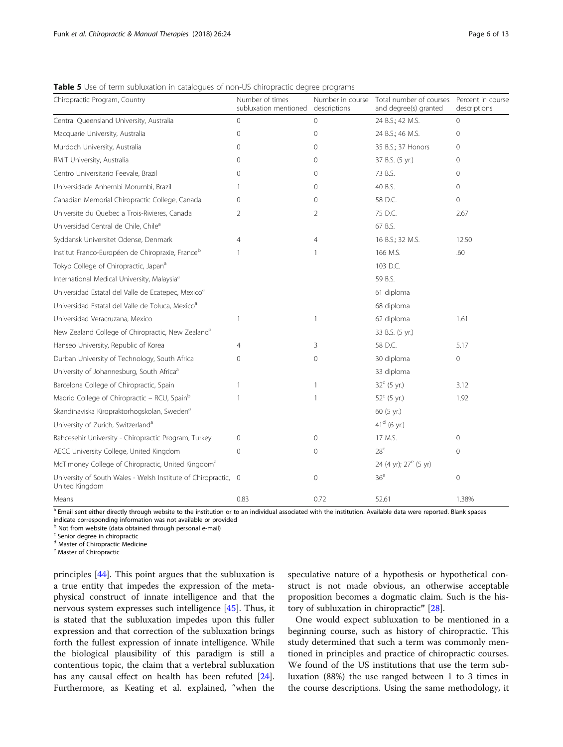**Table 5** Use of term subluxation in catalogues of non-US chiropractic degree programs

| Chiropractic Program, Country | Number of times subluxation mentioned | Number in course descriptions | Total number of courses and degree(s) granted | Percent in course descriptions |
|---|---|---|---|---|
| Central Queensland University, Australia | 0 | 0 | 24 B.S.; 42 M.S. | 0 |
| Macquarie University, Australia | 0 | 0 | 24 B.S.; 46 M.S. | 0 |
| Murdoch University, Australia | 0 | 0 | 35 B.S.; 37 Honors | 0 |
| RMIT University, Australia | 0 | 0 | 37 B.S. (5 yr.) | 0 |
| Centro Universitario Feevale, Brazil | 0 | 0 | 73 B.S. | 0 |
| Universidade Anhembi Morumbi, Brazil | 1 | 0 | 40 B.S. | 0 |
| Canadian Memorial Chiropractic College, Canada | 0 | 0 | 58 D.C. | 0 |
| Universite du Quebec a Trois-Rivieres, Canada | 2 | 2 | 75 D.C. | 2.67 |
| Universidad Central de Chile, Chile[a] | | | 67 B.S. | |
| Syddansk Universitet Odense, Denmark | 4 | 4 | 16 B.S.; 32 M.S. | 12.50 |
| Institut Franco-Européen de Chiropraxie, France[b] | 1 | 1 | 166 M.S. | .60 |
| Tokyo College of Chiropractic, Japan[a] | | | 103 D.C. | |
| International Medical University, Malaysia[a] | | | 59 B.S. | |
| Universidad Estatal del Valle de Ecatepec, Mexico[a] | | | 61 diploma | |
| Universidad Estatal del Valle de Toluca, Mexico[a] | | | 68 diploma | |
| Universidad Veracruzana, Mexico | 1 | 1 | 62 diploma | 1.61 |
| New Zealand College of Chiropractic, New Zealand[a] | | | 33 B.S. (5 yr.) | |
| Hanseo University, Republic of Korea | 4 | 3 | 58 D.C. | 5.17 |
| Durban University of Technology, South Africa | 0 | 0 | 30 diploma | 0 |
| University of Johannesburg, South Africa[a] | | | 33 diploma | |
| Barcelona College of Chiropractic, Spain | 1 | 1 | 32[c] (5 yr.) | 3.12 |
| Madrid College of Chiropractic – RCU, Spain[b] | 1 | 1 | 52[c] (5 yr.) | 1.92 |
| Skandinaviska Kiropraktorhogskolan, Sweden[a] | | | 60 (5 yr.) | |
| University of Zurich, Switzerland[a] | | | 41[d] (6 yr.) | |
| Bahcesehir University - Chiropractic Program, Turkey | 0 | 0 | 17 M.S. | 0 |
| AECC University College, United Kingdom | 0 | 0 | 28[e] | 0 |
| McTimoney College of Chiropractic, United Kingdom[a] | | | 24 (4 yr); 27[e] (5 yr) | |
| University of South Wales - Welsh Institute of Chiropractic, United Kingdom | 0 | 0 | 36[e] | 0 |
| Means | 0.83 | 0.72 | 52.61 | 1.38% |

[a] Email sent either directly through website to the institution or to an individual associated with the institution. Available data were reported. Blank spaces indicate corresponding information was not available or provided
[b] Not from website (data obtained through personal e-mail)
[c] Senior degree in chiropractic
[d] Master of Chiropractic Medicine
[e] Master of Chiropractic

principles [44]. This point argues that the subluxation is a true entity that impedes the expression of the metaphysical construct of innate intelligence and that the nervous system expresses such intelligence [45]. Thus, it is stated that the subluxation impedes upon this fuller expression and that correction of the subluxation brings forth the fullest expression of innate intelligence. While the biological plausibility of this paradigm is still a contentious topic, the claim that a vertebral subluxation has any causal effect on health has been refuted [24]. Furthermore, as Keating et al. explained, "when the speculative nature of a hypothesis or hypothetical construct is not made obvious, an otherwise acceptable proposition becomes a dogmatic claim. Such is the history of subluxation in chiropractic" [28].

One would expect subluxation to be mentioned in a beginning course, such as history of chiropractic. This study determined that such a term was commonly mentioned in principles and practice of chiropractic courses. We found of the US institutions that use the term subluxation (88%) the use ranged between 1 to 3 times in the course descriptions. Using the same methodology, it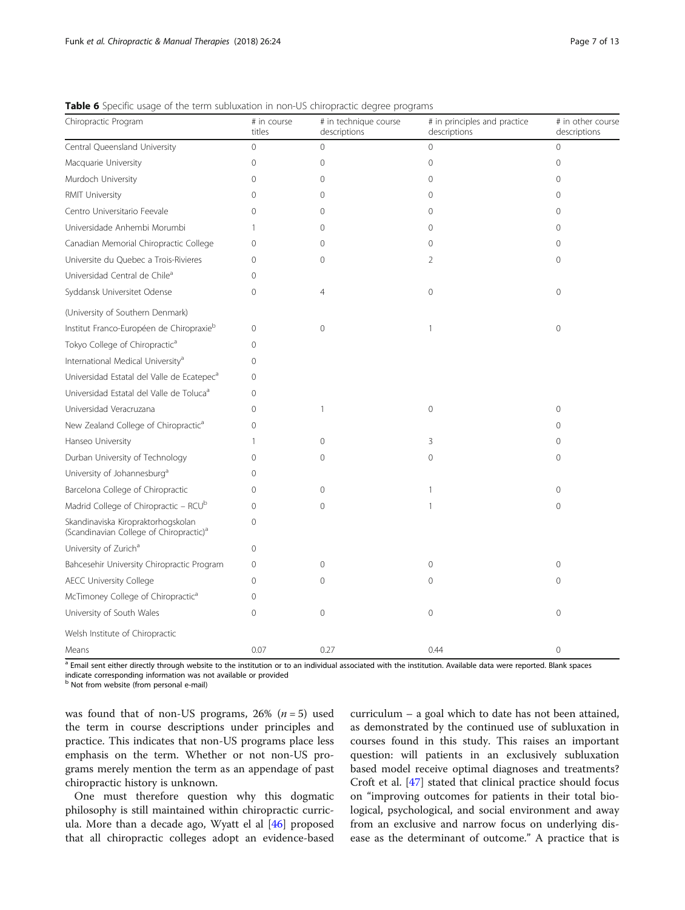**Table 6** Specific usage of the term subluxation in non-US chiropractic degree programs

| Chiropractic Program | # in course titles | # in technique course descriptions | # in principles and practice descriptions | # in other course descriptions |
|---|---|---|---|---|
| Central Queensland University | 0 | 0 | 0 | 0 |
| Macquarie University | 0 | 0 | 0 | 0 |
| Murdoch University | 0 | 0 | 0 | 0 |
| RMIT University | 0 | 0 | 0 | 0 |
| Centro Universitario Feevale | 0 | 0 | 0 | 0 |
| Universidade Anhembi Morumbi | 1 | 0 | 0 | 0 |
| Canadian Memorial Chiropractic College | 0 | 0 | 0 | 0 |
| Universite du Quebec a Trois-Rivieres | 0 | 0 | 2 | 0 |
| Universidad Central de Chile[a] | 0 | | | |
| Syddansk Universitet Odense (University of Southern Denmark) | 0 | 4 | 0 | 0 |
| Institut Franco-Européen de Chiropraxie[b] | 0 | 0 | 1 | 0 |
| Tokyo College of Chiropractic[a] | 0 | | | |
| International Medical University[a] | 0 | | | |
| Universidad Estatal del Valle de Ecatepec[a] | 0 | | | |
| Universidad Estatal del Valle de Toluca[a] | 0 | | | |
| Universidad Veracruzana | 0 | 1 | 0 | 0 |
| New Zealand College of Chiropractic[a] | 0 | | | 0 |
| Hanseo University | 1 | 0 | 3 | 0 |
| Durban University of Technology | 0 | 0 | 0 | 0 |
| University of Johannesburg[a] | 0 | | | |
| Barcelona College of Chiropractic | 0 | 0 | 1 | 0 |
| Madrid College of Chiropractic – RCU[b] | 0 | 0 | 1 | 0 |
| Skandinaviska Kiropraktorhogskolan (Scandinavian College of Chiropractic)[a] | 0 | | | |
| University of Zurich[a] | 0 | | | |
| Bahcesehir University Chiropractic Program | 0 | 0 | 0 | 0 |
| AECC University College | 0 | 0 | 0 | 0 |
| McTimoney College of Chiropractic[a] | 0 | | | |
| University of South Wales | 0 | 0 | 0 | 0 |
| Welsh Institute of Chiropractic | | | | |
| Means | 0.07 | 0.27 | 0.44 | 0 |

[a] Email sent either directly through website to the institution or to an individual associated with the institution. Available data were reported. Blank spaces indicate corresponding information was not available or provided

[b] Not from website (from personal e-mail)

was found that of non-US programs, 26% ($n = 5$) used the term in course descriptions under principles and practice. This indicates that non-US programs place less emphasis on the term. Whether or not non-US programs merely mention the term as an appendage of past chiropractic history is unknown.

One must therefore question why this dogmatic philosophy is still maintained within chiropractic curricula. More than a decade ago, Wyatt el al [46] proposed that all chiropractic colleges adopt an evidence-based curriculum – a goal which to date has not been attained, as demonstrated by the continued use of subluxation in courses found in this study. This raises an important question: will patients in an exclusively subluxation based model receive optimal diagnoses and treatments? Croft et al. [47] stated that clinical practice should focus on "improving outcomes for patients in their total biological, psychological, and social environment and away from an exclusive and narrow focus on underlying disease as the determinant of outcome." A practice that is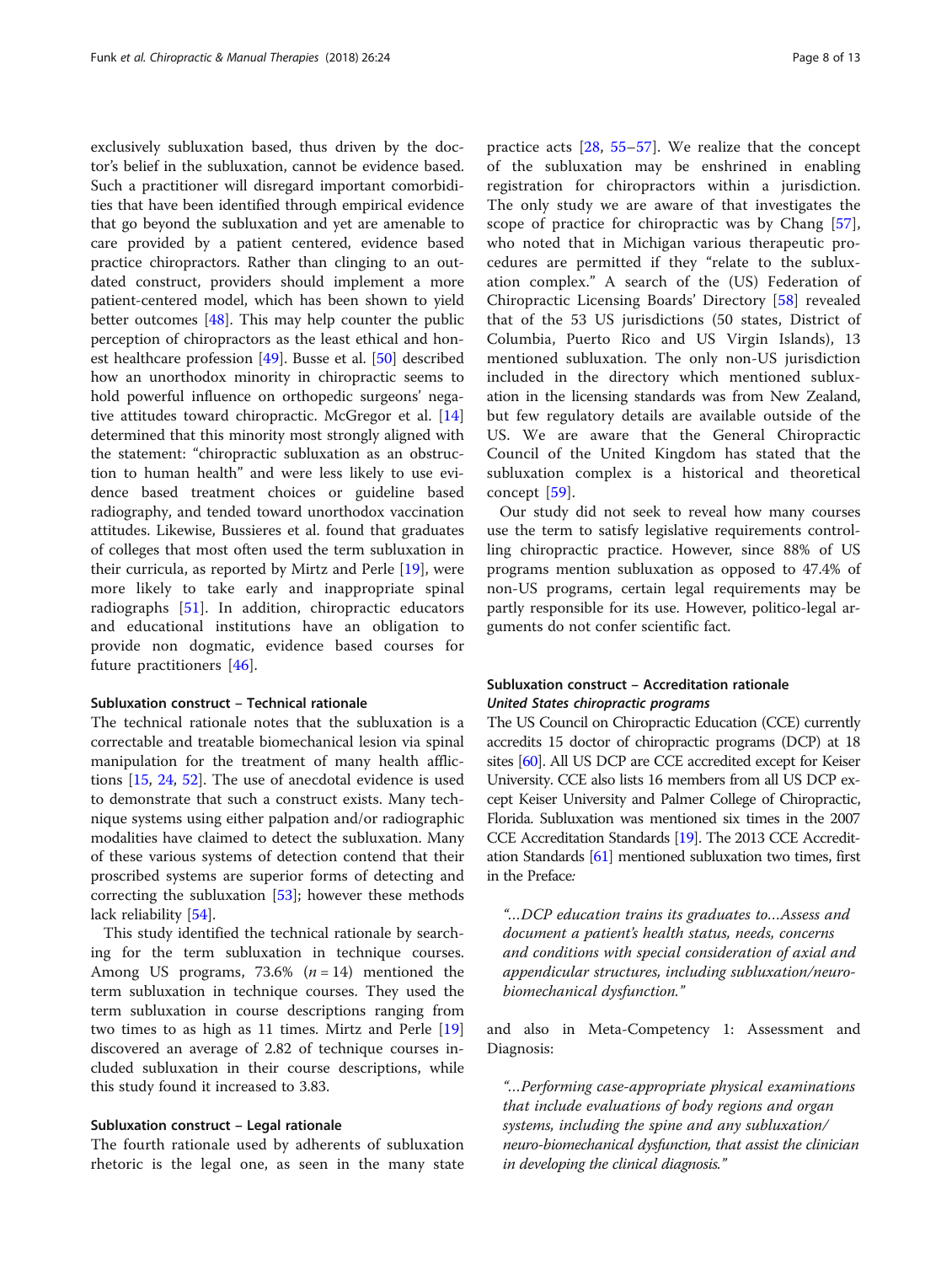exclusively subluxation based, thus driven by the doctor's belief in the subluxation, cannot be evidence based. Such a practitioner will disregard important comorbidities that have been identified through empirical evidence that go beyond the subluxation and yet are amenable to care provided by a patient centered, evidence based practice chiropractors. Rather than clinging to an outdated construct, providers should implement a more patient-centered model, which has been shown to yield better outcomes [48]. This may help counter the public perception of chiropractors as the least ethical and honest healthcare profession [49]. Busse et al. [50] described how an unorthodox minority in chiropractic seems to hold powerful influence on orthopedic surgeons' negative attitudes toward chiropractic. McGregor et al. [14] determined that this minority most strongly aligned with the statement: "chiropractic subluxation as an obstruction to human health" and were less likely to use evidence based treatment choices or guideline based radiography, and tended toward unorthodox vaccination attitudes. Likewise, Bussieres et al. found that graduates of colleges that most often used the term subluxation in their curricula, as reported by Mirtz and Perle [19], were more likely to take early and inappropriate spinal radiographs [51]. In addition, chiropractic educators and educational institutions have an obligation to provide non dogmatic, evidence based courses for future practitioners [46].

#### Subluxation construct – Technical rationale

The technical rationale notes that the subluxation is a correctable and treatable biomechanical lesion via spinal manipulation for the treatment of many health afflictions [15, 24, 52]. The use of anecdotal evidence is used to demonstrate that such a construct exists. Many technique systems using either palpation and/or radiographic modalities have claimed to detect the subluxation. Many of these various systems of detection contend that their proscribed systems are superior forms of detecting and correcting the subluxation [53]; however these methods lack reliability [54].

This study identified the technical rationale by searching for the term subluxation in technique courses. Among US programs, 73.6% ($n = 14$) mentioned the term subluxation in technique courses. They used the term subluxation in course descriptions ranging from two times to as high as 11 times. Mirtz and Perle [19] discovered an average of 2.82 of technique courses included subluxation in their course descriptions, while this study found it increased to 3.83.

#### Subluxation construct – Legal rationale

The fourth rationale used by adherents of subluxation rhetoric is the legal one, as seen in the many state practice acts [28, 55–57]. We realize that the concept of the subluxation may be enshrined in enabling registration for chiropractors within a jurisdiction. The only study we are aware of that investigates the scope of practice for chiropractic was by Chang [57], who noted that in Michigan various therapeutic procedures are permitted if they "relate to the subluxation complex." A search of the (US) Federation of Chiropractic Licensing Boards' Directory [58] revealed that of the 53 US jurisdictions (50 states, District of Columbia, Puerto Rico and US Virgin Islands), 13 mentioned subluxation. The only non-US jurisdiction included in the directory which mentioned subluxation in the licensing standards was from New Zealand, but few regulatory details are available outside of the US. We are aware that the General Chiropractic Council of the United Kingdom has stated that the subluxation complex is a historical and theoretical concept [59].

Our study did not seek to reveal how many courses use the term to satisfy legislative requirements controlling chiropractic practice. However, since 88% of US programs mention subluxation as opposed to 47.4% of non-US programs, certain legal requirements may be partly responsible for its use. However, politico-legal arguments do not confer scientific fact.

#### Subluxation construct – Accreditation rationale

##### *United States chiropractic programs*

The US Council on Chiropractic Education (CCE) currently accredits 15 doctor of chiropractic programs (DCP) at 18 sites [60]. All US DCP are CCE accredited except for Keiser University. CCE also lists 16 members from all US DCP except Keiser University and Palmer College of Chiropractic, Florida. Subluxation was mentioned six times in the 2007 CCE Accreditation Standards [19]. The 2013 CCE Accreditation Standards [61] mentioned subluxation two times, first in the Preface*:*

> *"...DCP education trains its graduates to...Assess and document a patient's health status, needs, concerns and conditions with special consideration of axial and appendicular structures, including subluxation/neuro-biomechanical dysfunction."*

and also in Meta-Competency 1: Assessment and Diagnosis:

> *"...Performing case-appropriate physical examinations that include evaluations of body regions and organ systems, including the spine and any subluxation/neuro-biomechanical dysfunction, that assist the clinician in developing the clinical diagnosis."*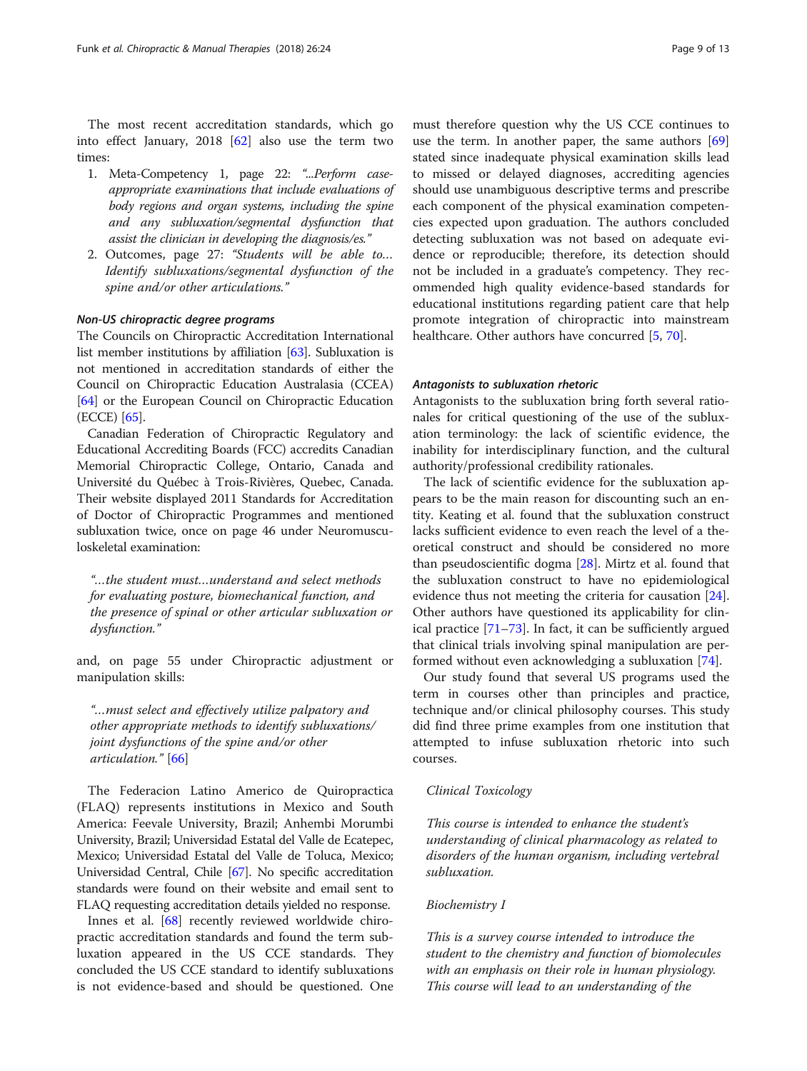The most recent accreditation standards, which go into effect January, 2018 [62] also use the term two times:

1. Meta-Competency 1, page 22: *"...Perform case-appropriate examinations that include evaluations of body regions and organ systems, including the spine and any subluxation/segmental dysfunction that assist the clinician in developing the diagnosis/es."*
2. Outcomes, page 27: *"Students will be able to… Identify subluxations/segmental dysfunction of the spine and/or other articulations."*

#### Non-US chiropractic degree programs

The Councils on Chiropractic Accreditation International list member institutions by affiliation [63]. Subluxation is not mentioned in accreditation standards of either the Council on Chiropractic Education Australasia (CCEA) [64] or the European Council on Chiropractic Education (ECCE) [65].

Canadian Federation of Chiropractic Regulatory and Educational Accrediting Boards (FCC) accredits Canadian Memorial Chiropractic College, Ontario, Canada and Université du Québec à Trois-Rivières, Quebec, Canada. Their website displayed 2011 Standards for Accreditation of Doctor of Chiropractic Programmes and mentioned subluxation twice, once on page 46 under Neuromusculoskeletal examination:

> *"…the student must…understand and select methods for evaluating posture, biomechanical function, and the presence of spinal or other articular subluxation or dysfunction."*

and, on page 55 under Chiropractic adjustment or manipulation skills:

> *"…must select and effectively utilize palpatory and other appropriate methods to identify subluxations/joint dysfunctions of the spine and/or other articulation."* [66]

The Federacion Latino Americo de Quiropractica (FLAQ) represents institutions in Mexico and South America: Feevale University, Brazil; Anhembi Morumbi University, Brazil; Universidad Estatal del Valle de Ecatepec, Mexico; Universidad Estatal del Valle de Toluca, Mexico; Universidad Central, Chile [67]. No specific accreditation standards were found on their website and email sent to FLAQ requesting accreditation details yielded no response.

Innes et al. [68] recently reviewed worldwide chiropractic accreditation standards and found the term subluxation appeared in the US CCE standards. They concluded the US CCE standard to identify subluxations is not evidence-based and should be questioned. One must therefore question why the US CCE continues to use the term. In another paper, the same authors [69] stated since inadequate physical examination skills lead to missed or delayed diagnoses, accrediting agencies should use unambiguous descriptive terms and prescribe each component of the physical examination competencies expected upon graduation. The authors concluded detecting subluxation was not based on adequate evidence or reproducible; therefore, its detection should not be included in a graduate's competency. They recommended high quality evidence-based standards for educational institutions regarding patient care that help promote integration of chiropractic into mainstream healthcare. Other authors have concurred [5, 70].

#### Antagonists to subluxation rhetoric

Antagonists to the subluxation bring forth several rationales for critical questioning of the use of the subluxation terminology: the lack of scientific evidence, the inability for interdisciplinary function, and the cultural authority/professional credibility rationales.

The lack of scientific evidence for the subluxation appears to be the main reason for discounting such an entity. Keating et al. found that the subluxation construct lacks sufficient evidence to even reach the level of a theoretical construct and should be considered no more than pseudoscientific dogma [28]. Mirtz et al. found that the subluxation construct to have no epidemiological evidence thus not meeting the criteria for causation [24]. Other authors have questioned its applicability for clinical practice [71–73]. In fact, it can be sufficiently argued that clinical trials involving spinal manipulation are performed without even acknowledging a subluxation [74].

Our study found that several US programs used the term in courses other than principles and practice, technique and/or clinical philosophy courses. This study did find three prime examples from one institution that attempted to infuse subluxation rhetoric into such courses.

> *Clinical Toxicology*
>
> *This course is intended to enhance the student's understanding of clinical pharmacology as related to disorders of the human organism, including vertebral subluxation.*
>
> *Biochemistry I*
>
> *This is a survey course intended to introduce the student to the chemistry and function of biomolecules with an emphasis on their role in human physiology. This course will lead to an understanding of the*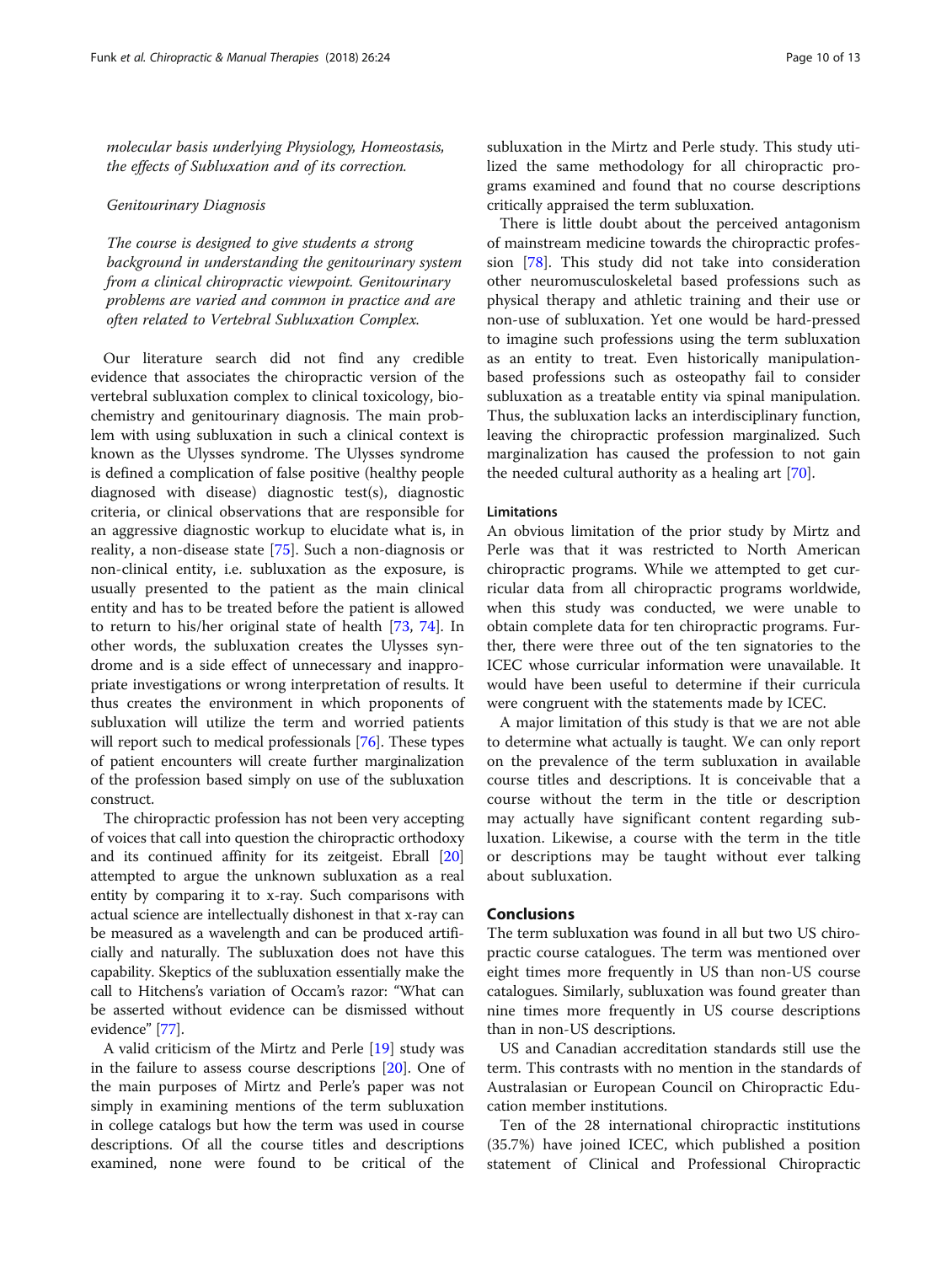*molecular basis underlying Physiology, Homeostasis, the effects of Subluxation and of its correction.*

*Genitourinary Diagnosis*

*The course is designed to give students a strong background in understanding the genitourinary system from a clinical chiropractic viewpoint. Genitourinary problems are varied and common in practice and are often related to Vertebral Subluxation Complex.*

Our literature search did not find any credible evidence that associates the chiropractic version of the vertebral subluxation complex to clinical toxicology, biochemistry and genitourinary diagnosis. The main problem with using subluxation in such a clinical context is known as the Ulysses syndrome. The Ulysses syndrome is defined a complication of false positive (healthy people diagnosed with disease) diagnostic test(s), diagnostic criteria, or clinical observations that are responsible for an aggressive diagnostic workup to elucidate what is, in reality, a non-disease state [75]. Such a non-diagnosis or non-clinical entity, i.e. subluxation as the exposure, is usually presented to the patient as the main clinical entity and has to be treated before the patient is allowed to return to his/her original state of health [73, 74]. In other words, the subluxation creates the Ulysses syndrome and is a side effect of unnecessary and inappropriate investigations or wrong interpretation of results. It thus creates the environment in which proponents of subluxation will utilize the term and worried patients will report such to medical professionals [76]. These types of patient encounters will create further marginalization of the profession based simply on use of the subluxation construct.

The chiropractic profession has not been very accepting of voices that call into question the chiropractic orthodoxy and its continued affinity for its zeitgeist. Ebrall [20] attempted to argue the unknown subluxation as a real entity by comparing it to x-ray. Such comparisons with actual science are intellectually dishonest in that x-ray can be measured as a wavelength and can be produced artificially and naturally. The subluxation does not have this capability. Skeptics of the subluxation essentially make the call to Hitchens's variation of Occam's razor: "What can be asserted without evidence can be dismissed without evidence" [77].

A valid criticism of the Mirtz and Perle [19] study was in the failure to assess course descriptions [20]. One of the main purposes of Mirtz and Perle's paper was not simply in examining mentions of the term subluxation in college catalogs but how the term was used in course descriptions. Of all the course titles and descriptions examined, none were found to be critical of the subluxation in the Mirtz and Perle study. This study utilized the same methodology for all chiropractic programs examined and found that no course descriptions critically appraised the term subluxation.

There is little doubt about the perceived antagonism of mainstream medicine towards the chiropractic profession [78]. This study did not take into consideration other neuromusculoskeletal based professions such as physical therapy and athletic training and their use or non-use of subluxation. Yet one would be hard-pressed to imagine such professions using the term subluxation as an entity to treat. Even historically manipulation-based professions such as osteopathy fail to consider subluxation as a treatable entity via spinal manipulation. Thus, the subluxation lacks an interdisciplinary function, leaving the chiropractic profession marginalized. Such marginalization has caused the profession to not gain the needed cultural authority as a healing art [70].

### Limitations

An obvious limitation of the prior study by Mirtz and Perle was that it was restricted to North American chiropractic programs. While we attempted to get curricular data from all chiropractic programs worldwide, when this study was conducted, we were unable to obtain complete data for ten chiropractic programs. Further, there were three out of the ten signatories to the ICEC whose curricular information were unavailable. It would have been useful to determine if their curricula were congruent with the statements made by ICEC.

A major limitation of this study is that we are not able to determine what actually is taught. We can only report on the prevalence of the term subluxation in available course titles and descriptions. It is conceivable that a course without the term in the title or description may actually have significant content regarding subluxation. Likewise, a course with the term in the title or descriptions may be taught without ever talking about subluxation.

## Conclusions

The term subluxation was found in all but two US chiropractic course catalogues. The term was mentioned over eight times more frequently in US than non-US course catalogues. Similarly, subluxation was found greater than nine times more frequently in US course descriptions than in non-US descriptions.

US and Canadian accreditation standards still use the term. This contrasts with no mention in the standards of Australasian or European Council on Chiropractic Education member institutions.

Ten of the 28 international chiropractic institutions (35.7%) have joined ICEC, which published a position statement of Clinical and Professional Chiropractic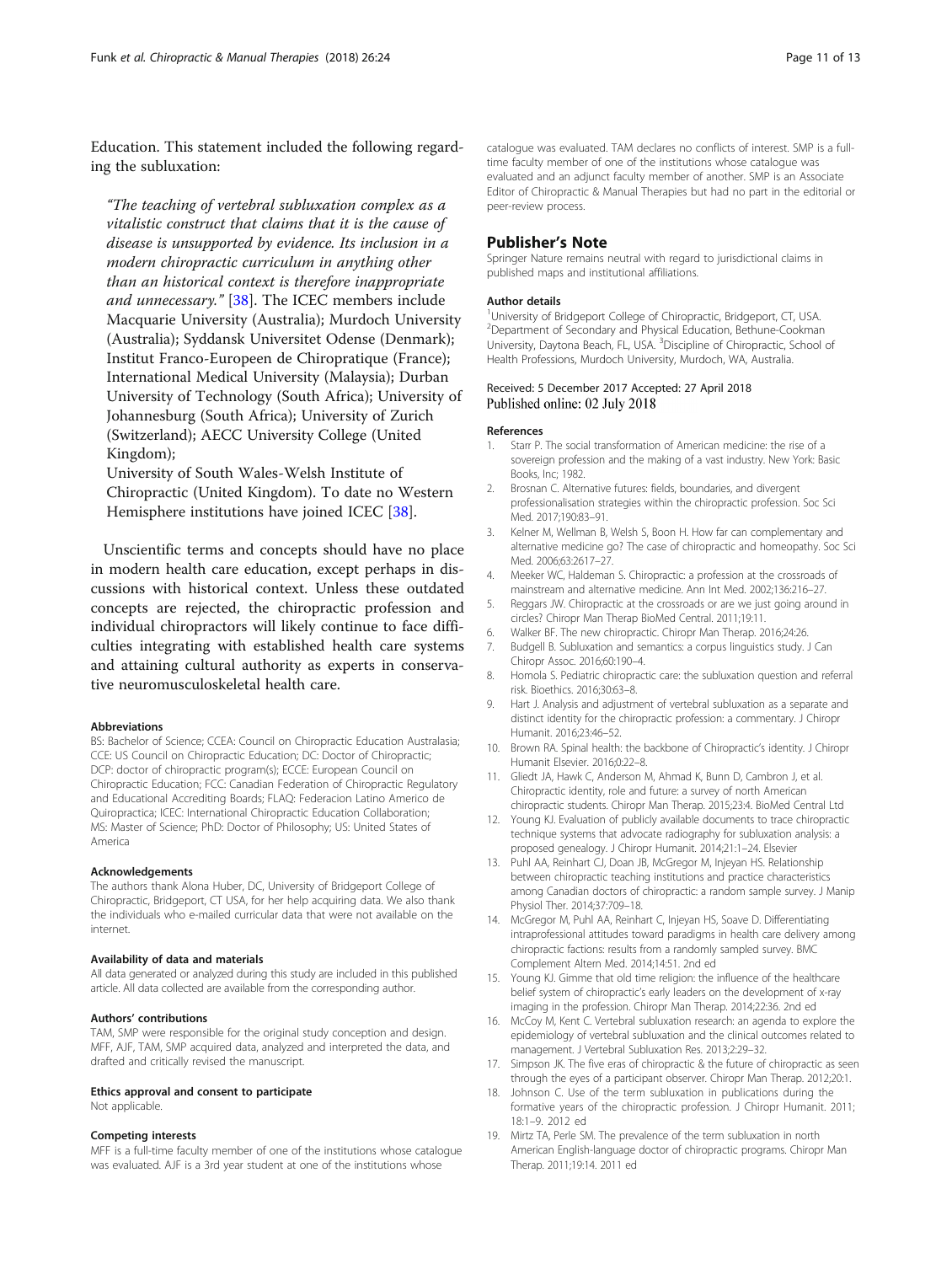Education. This statement included the following regarding the subluxation:

> *"The teaching of vertebral subluxation complex as a vitalistic construct that claims that it is the cause of disease is unsupported by evidence. Its inclusion in a modern chiropractic curriculum in anything other than an historical context is therefore inappropriate and unnecessary."* [38]. The ICEC members include Macquarie University (Australia); Murdoch University (Australia); Syddansk Universitet Odense (Denmark); Institut Franco-Europeen de Chiropratique (France); International Medical University (Malaysia); Durban University of Technology (South Africa); University of Johannesburg (South Africa); University of Zurich (Switzerland); AECC University College (United Kingdom);
> University of South Wales-Welsh Institute of Chiropractic (United Kingdom). To date no Western Hemisphere institutions have joined ICEC [38].

Unscientific terms and concepts should have no place in modern health care education, except perhaps in discussions with historical context. Unless these outdated concepts are rejected, the chiropractic profession and individual chiropractors will likely continue to face difficulties integrating with established health care systems and attaining cultural authority as experts in conservative neuromusculoskeletal health care.

#### Abbreviations
BS: Bachelor of Science; CCEA: Council on Chiropractic Education Australasia; CCE: US Council on Chiropractic Education; DC: Doctor of Chiropractic; DCP: doctor of chiropractic program(s); ECCE: European Council on Chiropractic Education; FCC: Canadian Federation of Chiropractic Regulatory and Educational Accrediting Boards; FLAQ: Federacion Latino Americo de Quiropractica; ICEC: International Chiropractic Education Collaboration; MS: Master of Science; PhD: Doctor of Philosophy; US: United States of America

#### Acknowledgements
The authors thank Alona Huber, DC, University of Bridgeport College of Chiropractic, Bridgeport, CT USA, for her help acquiring data. We also thank the individuals who e-mailed curricular data that were not available on the internet.

#### Availability of data and materials
All data generated or analyzed during this study are included in this published article. All data collected are available from the corresponding author.

#### Authors' contributions
TAM, SMP were responsible for the original study conception and design. MFF, AJF, TAM, SMP acquired data, analyzed and interpreted the data, and drafted and critically revised the manuscript.

#### Ethics approval and consent to participate
Not applicable.

#### Competing interests
MFF is a full-time faculty member of one of the institutions whose catalogue was evaluated. AJF is a 3rd year student at one of the institutions whose catalogue was evaluated. TAM declares no conflicts of interest. SMP is a full-time faculty member of one of the institutions whose catalogue was evaluated and an adjunct faculty member of another. SMP is an Associate Editor of Chiropractic & Manual Therapies but had no part in the editorial or peer-review process.

### Publisher's Note
Springer Nature remains neutral with regard to jurisdictional claims in published maps and institutional affiliations.

#### Author details
[1]University of Bridgeport College of Chiropractic, Bridgeport, CT, USA. [2]Department of Secondary and Physical Education, Bethune-Cookman University, Daytona Beach, FL, USA. [3]Discipline of Chiropractic, School of Health Professions, Murdoch University, Murdoch, WA, Australia.

Received: 5 December 2017 Accepted: 27 April 2018
Published online: 02 July 2018

#### References
1. Starr P. The social transformation of American medicine: the rise of a sovereign profession and the making of a vast industry. New York: Basic Books, Inc; 1982.
2. Brosnan C. Alternative futures: fields, boundaries, and divergent professionalisation strategies within the chiropractic profession. Soc Sci Med. 2017;190:83–91.
3. Kelner M, Wellman B, Welsh S, Boon H. How far can complementary and alternative medicine go? The case of chiropractic and homeopathy. Soc Sci Med. 2006;63:2617–27.
4. Meeker WC, Haldeman S. Chiropractic: a profession at the crossroads of mainstream and alternative medicine. Ann Int Med. 2002;136:216–27.
5. Reggars JW. Chiropractic at the crossroads or are we just going around in circles? Chiropr Man Therap BioMed Central. 2011;19:11.
6. Walker BF. The new chiropractic. Chiropr Man Therap. 2016;24:26.
7. Budgell B. Subluxation and semantics: a corpus linguistics study. J Can Chiropr Assoc. 2016;60:190–4.
8. Homola S. Pediatric chiropractic care: the subluxation question and referral risk. Bioethics. 2016;30:63–8.
9. Hart J. Analysis and adjustment of vertebral subluxation as a separate and distinct identity for the chiropractic profession: a commentary. J Chiropr Humanit. 2016;23:46–52.
10. Brown RA. Spinal health: the backbone of Chiropractic's identity. J Chiropr Humanit Elsevier. 2016;0:22–8.
11. Gliedt JA, Hawk C, Anderson M, Ahmad K, Bunn D, Cambron J, et al. Chiropractic identity, role and future: a survey of north American chiropractic students. Chiropr Man Therap. 2015;23:4. BioMed Central Ltd
12. Young KJ. Evaluation of publicly available documents to trace chiropractic technique systems that advocate radiography for subluxation analysis: a proposed genealogy. J Chiropr Humanit. 2014;21:1–24. Elsevier
13. Puhl AA, Reinhart CJ, Doan JB, McGregor M, Injeyan HS. Relationship between chiropractic teaching institutions and practice characteristics among Canadian doctors of chiropractic: a random sample survey. J Manip Physiol Ther. 2014;37:709–18.
14. McGregor M, Puhl AA, Reinhart C, Injeyan HS, Soave D. Differentiating intraprofessional attitudes toward paradigms in health care delivery among chiropractic factions: results from a randomly sampled survey. BMC Complement Altern Med. 2014;14:51. 2nd ed
15. Young KJ. Gimme that old time religion: the influence of the healthcare belief system of chiropractic's early leaders on the development of x-ray imaging in the profession. Chiropr Man Therap. 2014;22:36. 2nd ed
16. McCoy M, Kent C. Vertebral subluxation research: an agenda to explore the epidemiology of vertebral subluxation and the clinical outcomes related to management. J Vertebral Subluxation Res. 2013;2:29–32.
17. Simpson JK. The five eras of chiropractic & the future of chiropractic as seen through the eyes of a participant observer. Chiropr Man Therap. 2012;20:1.
18. Johnson C. Use of the term subluxation in publications during the formative years of the chiropractic profession. J Chiropr Humanit. 2011;18:1–9. 2012 ed
19. Mirtz TA, Perle SM. The prevalence of the term subluxation in north American English-language doctor of chiropractic programs. Chiropr Man Therap. 2011;19:14. 2011 ed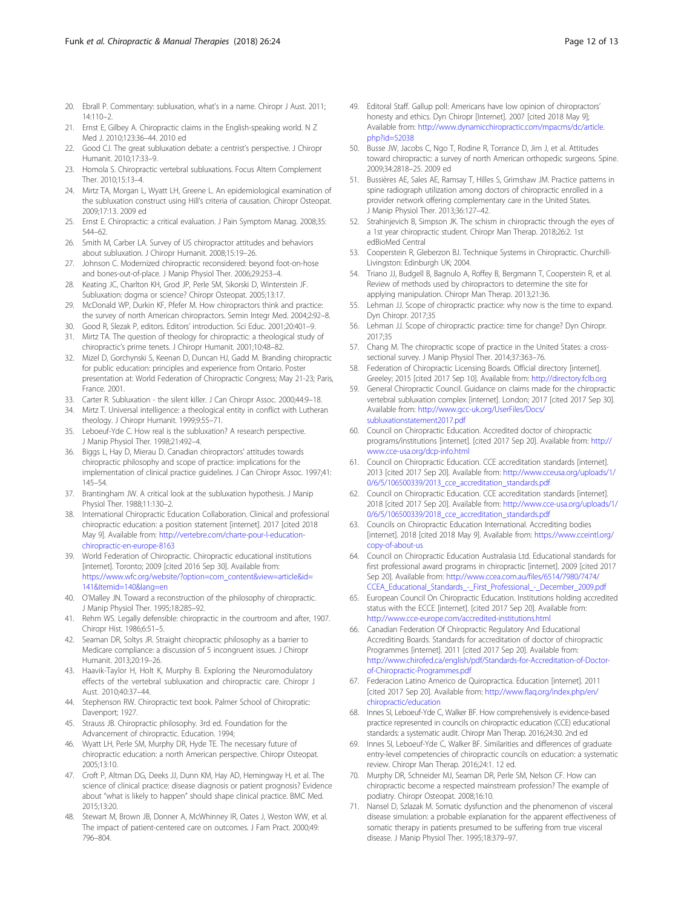20. Ebrall P. Commentary: subluxation, what's in a name. Chiropr J Aust. 2011; 14:110–2.
21. Ernst E, Gilbey A. Chiropractic claims in the English-speaking world. N Z Med J. 2010;123:36–44. 2010 ed
22. Good CJ. The great subluxation debate: a centrist's perspective. J Chiropr Humanit. 2010;17:33–9.
23. Homola S. Chiropractic vertebral subluxations. Focus Altern Complement Ther. 2010;15:13–4.
24. Mirtz TA, Morgan L, Wyatt LH, Greene L. An epidemiological examination of the subluxation construct using Hill's criteria of causation. Chiropr Osteopat. 2009;17:13. 2009 ed
25. Ernst E. Chiropractic: a critical evaluation. J Pain Symptom Manag. 2008;35: 544–62.
26. Smith M, Carber LA. Survey of US chiropractor attitudes and behaviors about subluxation. J Chiropr Humanit. 2008;15:19–26.
27. Johnson C. Modernized chiropractic reconsidered: beyond foot-on-hose and bones-out-of-place. J Manip Physiol Ther. 2006;29:253–4.
28. Keating JC, Charlton KH, Grod JP, Perle SM, Sikorski D, Winterstein JF. Subluxation: dogma or science? Chiropr Osteopat. 2005;13:17.
29. McDonald WP, Durkin KF, Pfefer M. How chiropractors think and practice: the survey of north American chiropractors. Semin Integr Med. 2004;2:92–8.
30. Good R, Slezak P, editors. Editors' introduction. Sci Educ. 2001;20:401–9.
31. Mirtz TA. The question of theology for chiropractic: a theological study of chiropractic's prime tenets. J Chiropr Humanit. 2001;10:48–82.
32. Mizel D, Gorchynski S, Keenan D, Duncan HJ, Gadd M. Branding chiropractic for public education: principles and experience from Ontario. Poster presentation at: World Federation of Chiropractic Congress; May 21-23; Paris, France. 2001.
33. Carter R. Subluxation - the silent killer. J Can Chiropr Assoc. 2000;44:9–18.
34. Mirtz T. Universal intelligence: a theological entity in conflict with Lutheran theology. J Chiropr Humanit. 1999;9:55–71.
35. Leboeuf-Yde C. How real is the subluxation? A research perspective. J Manip Physiol Ther. 1998;21:492–4.
36. Biggs L, Hay D, Mierau D. Canadian chiropractors' attitudes towards chiropractic philosophy and scope of practice: implications for the implementation of clinical practice guidelines. J Can Chiropr Assoc. 1997;41: 145–54.
37. Brantingham JW. A critical look at the subluxation hypothesis. J Manip Physiol Ther. 1988;11:130–2.
38. International Chiropractic Education Collaboration. Clinical and professional chiropractic education: a position statement [internet]. 2017 [cited 2018 May 9]. Available from: http://vertebre.com/charte-pour-l-education-chiropractic-en-europe-8163
39. World Federation of Chiropractic. Chiropractic educational institutions [internet]. Toronto; 2009 [cited 2016 Sep 30]. Available from: https://www.wfc.org/website/?option=com_content&view=article&id=141&Itemid=140&lang=en
40. O'Malley JN. Toward a reconstruction of the philosophy of chiropractic. J Manip Physiol Ther. 1995;18:285–92.
41. Rehm WS. Legally defensible: chiropractic in the courtroom and after, 1907. Chiropr Hist. 1986;6:51–5.
42. Seaman DR, Soltys JR. Straight chiropractic philosophy as a barrier to Medicare compliance: a discussion of 5 incongruent issues. J Chiropr Humanit. 2013;20:19–26.
43. Haavik-Taylor H, Holt K, Murphy B. Exploring the Neuromodulatory effects of the vertebral subluxation and chiropractic care. Chiropr J Aust. 2010;40:37–44.
44. Stephenson RW. Chiropractic text book. Palmer School of Chiropratic: Davenport; 1927.
45. Strauss JB. Chiropractic philosophy. 3rd ed. Foundation for the Advancement of chiropractic. Education. 1994;
46. Wyatt LH, Perle SM, Murphy DR, Hyde TE. The necessary future of chiropractic education: a north American perspective. Chiropr Osteopat. 2005;13:10.
47. Croft P, Altman DG, Deeks JJ, Dunn KM, Hay AD, Hemingway H, et al. The science of clinical practice: disease diagnosis or patient prognosis? Evidence about "what is likely to happen" should shape clinical practice. BMC Med. 2015;13:20.
48. Stewart M, Brown JB, Donner A, McWhinney IR, Oates J, Weston WW, et al. The impact of patient-centered care on outcomes. J Fam Pract. 2000;49: 796–804.
49. Editoral Staff. Gallup poll: Americans have low opinion of chiropractors' honesty and ethics. Dyn Chiropr [Internet]. 2007 [cited 2018 May 9]; Available from: http://www.dynamicchiropractic.com/mpacms/dc/article.php?id=52038
50. Busse JW, Jacobs C, Ngo T, Rodine R, Torrance D, Jim J, et al. Attitudes toward chiropractic: a survey of north American orthopedic surgeons. Spine. 2009;34:2818–25. 2009 ed
51. Bussières AE, Sales AE, Ramsay T, Hilles S, Grimshaw JM. Practice patterns in spine radiograph utilization among doctors of chiropractic enrolled in a provider network offering complementary care in the United States. J Manip Physiol Ther. 2013;36:127–42.
52. Strahinjevich B, Simpson JK. The schism in chiropractic through the eyes of a 1st year chiropractic student. Chiropr Man Therap. 2018;26:2. 1st edBioMed Central
53. Cooperstein R, Gleberzon BJ. Technique Systems in Chiropractic. Churchill-Livingston: Edinburgh UK; 2004.
54. Triano JJ, Budgell B, Bagnulo A, Roffey B, Bergmann T, Cooperstein R, et al. Review of methods used by chiropractors to determine the site for applying manipulation. Chiropr Man Therap. 2013;21:36.
55. Lehman JJ. Scope of chiropractic practice: why now is the time to expand. Dyn Chiropr. 2017;35
56. Lehman JJ. Scope of chiropractic practice: time for change? Dyn Chiropr. 2017;35
57. Chang M. The chiropractic scope of practice in the United States: a cross-sectional survey. J Manip Physiol Ther. 2014;37:363–76.
58. Federation of Chiropractic Licensing Boards. Official directory [internet]. Greeley; 2015 [cited 2017 Sep 10]. Available from: http://directory.fclb.org
59. General Chiropractic Council. Guidance on claims made for the chiropractic vertebral subluxation complex [internet]. London; 2017 [cited 2017 Sep 30]. Available from: http://www.gcc-uk.org/UserFiles/Docs/subluxationstatement2017.pdf
60. Council on Chiropractic Education. Accredited doctor of chiropractic programs/institutions [internet]. [cited 2017 Sep 20]. Available from: http://www.cce-usa.org/dcp-info.html
61. Council on Chiropractic Education. CCE accreditation standards [internet]. 2013 [cited 2017 Sep 20]. Available from: http://www.cceusa.org/uploads/1/0/6/5/106500339/2013_cce_accreditation_standards.pdf
62. Council on Chiropractic Education. CCE accreditation standards [internet]. 2018 [cited 2017 Sep 20]. Available from: http://www.cce-usa.org/uploads/1/0/6/5/106500339/2018_cce_accreditation_standards.pdf
63. Councils on Chiropractic Education International. Accrediting bodies [internet]. 2018 [cited 2018 May 9]. Available from: https://www.cceintl.org/copy-of-about-us
64. Council on Chiropractic Education Australasia Ltd. Educational standards for first professional award programs in chiropractic [internet]. 2009 [cited 2017 Sep 20]. Available from: http://www.ccea.com.au/files/6514/7980/7474/CCEA_Educational_Standards_-_First_Professional_-_December_2009.pdf
65. European Council On Chiropractic Education. Institutions holding accredited status with the ECCE [internet]. [cited 2017 Sep 20]. Available from: http://www.cce-europe.com/accredited-institutions.html
66. Canadian Federation Of Chiropractic Regulatory And Educational Accrediting Boards. Standards for accreditation of doctor of chiropractic Programmes [internet]. 2011 [cited 2017 Sep 20]. Available from: http://www.chirofed.ca/english/pdf/Standards-for-Accreditation-of-Doctor-of-Chiropractic-Programmes.pdf
67. Federacion Latino Americo de Quiropractica. Education [internet]. 2011 [cited 2017 Sep 20]. Available from: http://www.flaq.org/index.php/en/chiropractic/education
68. Innes SI, Leboeuf-Yde C, Walker BF. How comprehensively is evidence-based practice represented in councils on chiropractic education (CCE) educational standards: a systematic audit. Chiropr Man Therap. 2016;24:30. 2nd ed
69. Innes SI, Leboeuf-Yde C, Walker BF. Similarities and differences of graduate entry-level competencies of chiropractic councils on education: a systematic review. Chiropr Man Therap. 2016;24:1. 12 ed.
70. Murphy DR, Schneider MJ, Seaman DR, Perle SM, Nelson CF. How can chiropractic become a respected mainstream profession? The example of podiatry. Chiropr Osteopat. 2008;16:10.
71. Nansel D, Szlazak M. Somatic dysfunction and the phenomenon of visceral disease simulation: a probable explanation for the apparent effectiveness of somatic therapy in patients presumed to be suffering from true visceral disease. J Manip Physiol Ther. 1995;18:379–97.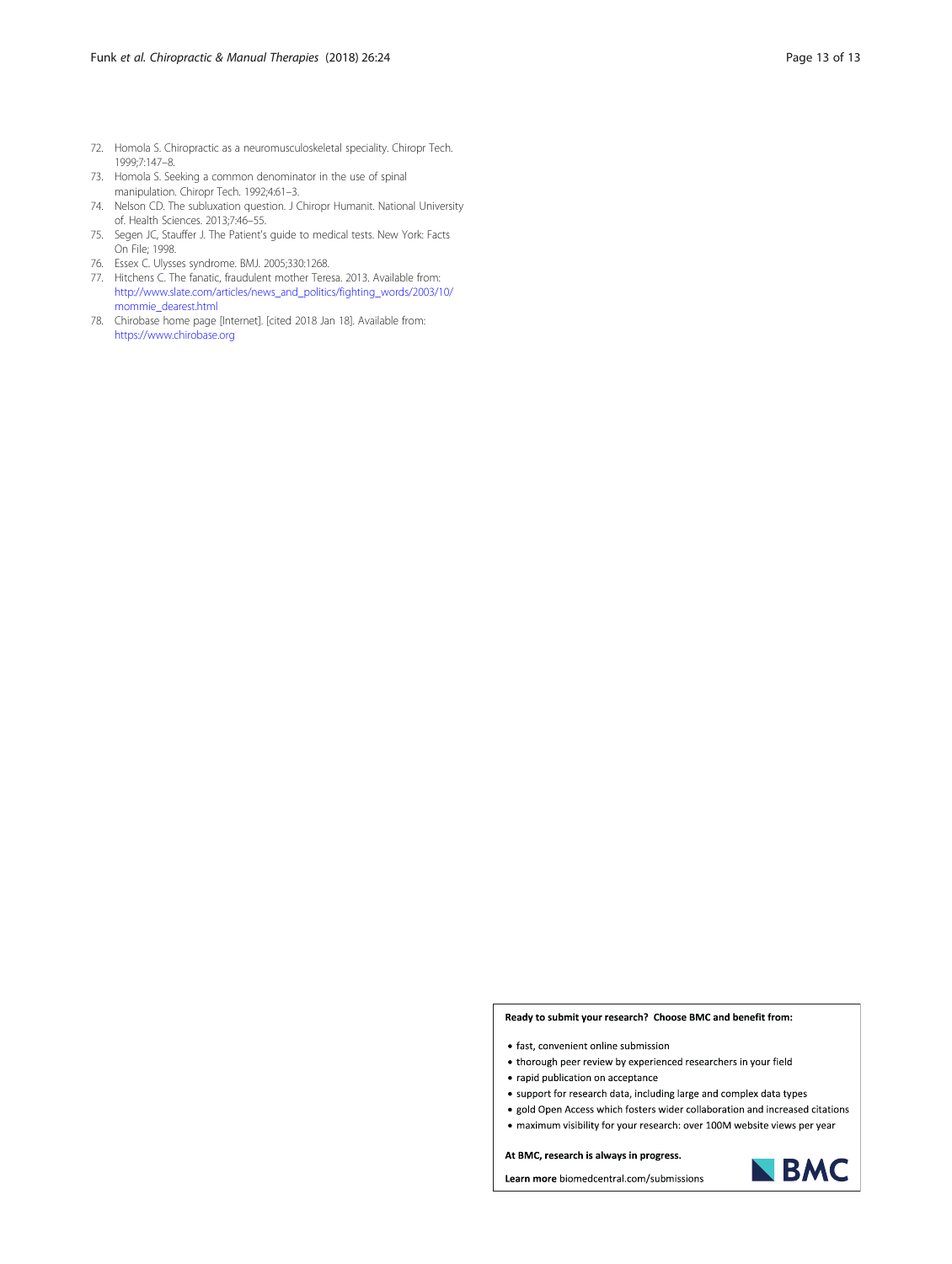72. Homola S. Chiropractic as a neuromusculoskeletal speciality. Chiropr Tech. 1999;7:147–8.
73. Homola S. Seeking a common denominator in the use of spinal manipulation. Chiropr Tech. 1992;4:61–3.
74. Nelson CD. The subluxation question. J Chiropr Humanit. National University of. Health Sciences. 2013;7:46–55.
75. Segen JC, Stauffer J. The Patient's guide to medical tests. New York: Facts On File; 1998.
76. Essex C. Ulysses syndrome. BMJ. 2005;330:1268.
77. Hitchens C. The fanatic, fraudulent mother Teresa. 2013. Available from: http://www.slate.com/articles/news_and_politics/fighting_words/2003/10/mommie_dearest.html
78. Chirobase home page [Internet]. [cited 2018 Jan 18]. Available from: https://www.chirobase.org

**Ready to submit your research? Choose BMC and benefit from:**

- fast, convenient online submission
- thorough peer review by experienced researchers in your field
- rapid publication on acceptance
- support for research data, including large and complex data types
- gold Open Access which fosters wider collaboration and increased citations
- maximum visibility for your research: over 100M website views per year

**At BMC, research is always in progress.**

**Learn more** biomedcentral.com/submissions

BMC